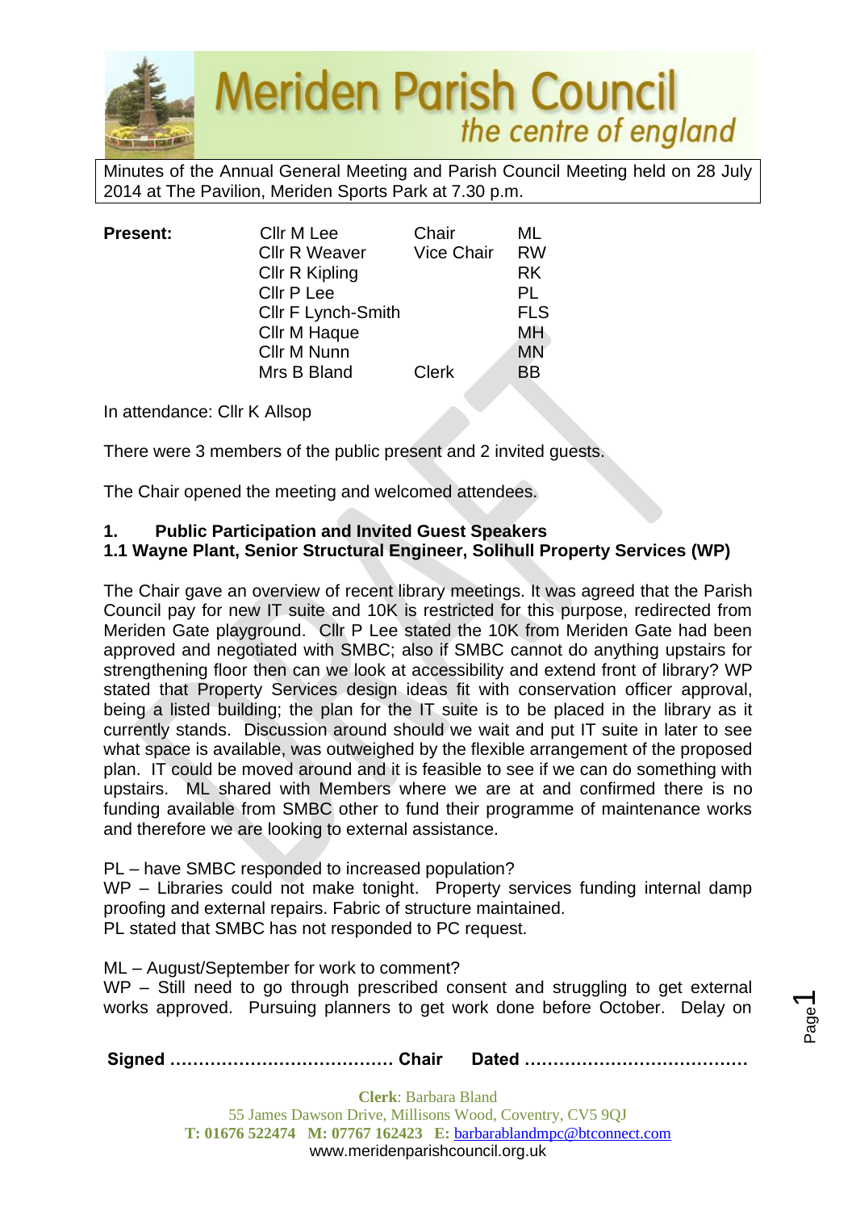# Meriden Parish Council
*the centre of england*

Minutes of the Annual General Meeting and Parish Council Meeting held on 28 July 2014 at The Pavilion, Meriden Sports Park at 7.30 p.m.

| **Present:** | Cllr M Lee | Chair | ML |
|---|---|---|---|
| | Cllr R Weaver | Vice Chair | RW |
| | Cllr R Kipling | | RK |
| | Cllr P Lee | | PL |
| | Cllr F Lynch-Smith | | FLS |
| | Cllr M Haque | | MH |
| | Cllr M Nunn | | MN |
| | Mrs B Bland | Clerk | BB |

In attendance: Cllr K Allsop

There were 3 members of the public present and 2 invited guests.

The Chair opened the meeting and welcomed attendees.

**1. Public Participation and Invited Guest Speakers**

**1.1 Wayne Plant, Senior Structural Engineer, Solihull Property Services (WP)**

The Chair gave an overview of recent library meetings. It was agreed that the Parish Council pay for new IT suite and 10K is restricted for this purpose, redirected from Meriden Gate playground. Cllr P Lee stated the 10K from Meriden Gate had been approved and negotiated with SMBC; also if SMBC cannot do anything upstairs for strengthening floor then can we look at accessibility and extend front of library? WP stated that Property Services design ideas fit with conservation officer approval, being a listed building; the plan for the IT suite is to be placed in the library as it currently stands. Discussion around should we wait and put IT suite in later to see what space is available, was outweighed by the flexible arrangement of the proposed plan. IT could be moved around and it is feasible to see if we can do something with upstairs. ML shared with Members where we are at and confirmed there is no funding available from SMBC other to fund their programme of maintenance works and therefore we are looking to external assistance.

PL – have SMBC responded to increased population?
WP – Libraries could not make tonight. Property services funding internal damp proofing and external repairs. Fabric of structure maintained.
PL stated that SMBC has not responded to PC request.

ML – August/September for work to comment?
WP – Still need to go through prescribed consent and struggling to get external works approved. Pursuing planners to get work done before October. Delay on

**Signed ………………………………… Chair Dated …………………………………**

**Clerk**: Barbara Bland
55 James Dawson Drive, Millisons Wood, Coventry, CV5 9QJ
**T: 01676 522474 M: 07767 162423 E:** barbarablandmpc@btconnect.com
www.meridenparishcouncil.org.uk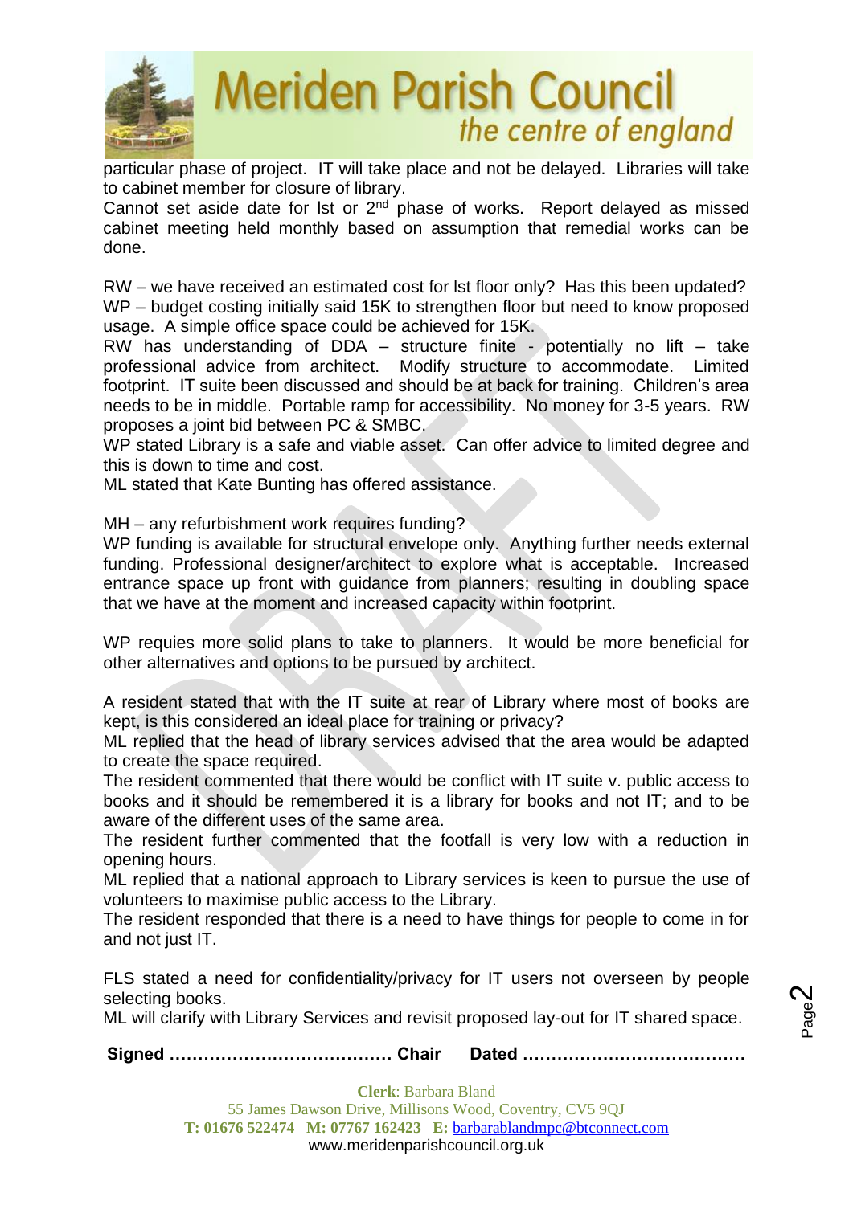particular phase of project. IT will take place and not be delayed. Libraries will take to cabinet member for closure of library.
Cannot set aside date for lst or 2nd phase of works. Report delayed as missed cabinet meeting held monthly based on assumption that remedial works can be done.

RW – we have received an estimated cost for lst floor only? Has this been updated?
WP – budget costing initially said 15K to strengthen floor but need to know proposed usage. A simple office space could be achieved for 15K.
RW has understanding of DDA – structure finite - potentially no lift – take professional advice from architect. Modify structure to accommodate. Limited footprint. IT suite been discussed and should be at back for training. Children's area needs to be in middle. Portable ramp for accessibility. No money for 3-5 years. RW proposes a joint bid between PC & SMBC.
WP stated Library is a safe and viable asset. Can offer advice to limited degree and this is down to time and cost.
ML stated that Kate Bunting has offered assistance.

MH – any refurbishment work requires funding?
WP funding is available for structural envelope only. Anything further needs external funding. Professional designer/architect to explore what is acceptable. Increased entrance space up front with guidance from planners; resulting in doubling space that we have at the moment and increased capacity within footprint.

WP requies more solid plans to take to planners. It would be more beneficial for other alternatives and options to be pursued by architect.

A resident stated that with the IT suite at rear of Library where most of books are kept, is this considered an ideal place for training or privacy?
ML replied that the head of library services advised that the area would be adapted to create the space required.
The resident commented that there would be conflict with IT suite v. public access to books and it should be remembered it is a library for books and not IT; and to be aware of the different uses of the same area.
The resident further commented that the footfall is very low with a reduction in opening hours.
ML replied that a national approach to Library services is keen to pursue the use of volunteers to maximise public access to the Library.
The resident responded that there is a need to have things for people to come in for and not just IT.

FLS stated a need for confidentiality/privacy for IT users not overseen by people selecting books.
ML will clarify with Library Services and revisit proposed lay-out for IT shared space.

**Signed ………………………………… Chair Dated …………………………………**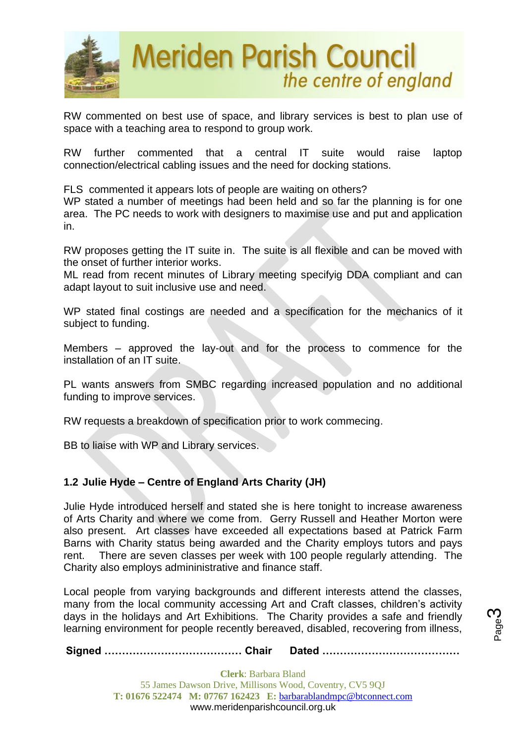RW commented on best use of space, and library services is best to plan use of space with a teaching area to respond to group work.

RW further commented that a central IT suite would raise laptop connection/electrical cabling issues and the need for docking stations.

FLS commented it appears lots of people are waiting on others?
WP stated a number of meetings had been held and so far the planning is for one area. The PC needs to work with designers to maximise use and put and application in.

RW proposes getting the IT suite in. The suite is all flexible and can be moved with the onset of further interior works.
ML read from recent minutes of Library meeting specifyig DDA compliant and can adapt layout to suit inclusive use and need.

WP stated final costings are needed and a specification for the mechanics of it subject to funding.

Members – approved the lay-out and for the process to commence for the installation of an IT suite.

PL wants answers from SMBC regarding increased population and no additional funding to improve services.

RW requests a breakdown of specification prior to work commecing.

BB to liaise with WP and Library services.

### 1.2 Julie Hyde – Centre of England Arts Charity (JH)

Julie Hyde introduced herself and stated she is here tonight to increase awareness of Arts Charity and where we come from. Gerry Russell and Heather Morton were also present. Art classes have exceeded all expectations based at Patrick Farm Barns with Charity status being awarded and the Charity employs tutors and pays rent. There are seven classes per week with 100 people regularly attending. The Charity also employs admininistrative and finance staff.

Local people from varying backgrounds and different interests attend the classes, many from the local community accessing Art and Craft classes, children's activity days in the holidays and Art Exhibitions. The Charity provides a safe and friendly learning environment for people recently bereaved, disabled, recovering from illness,

**Signed ………………………………… Chair Dated …………………………………**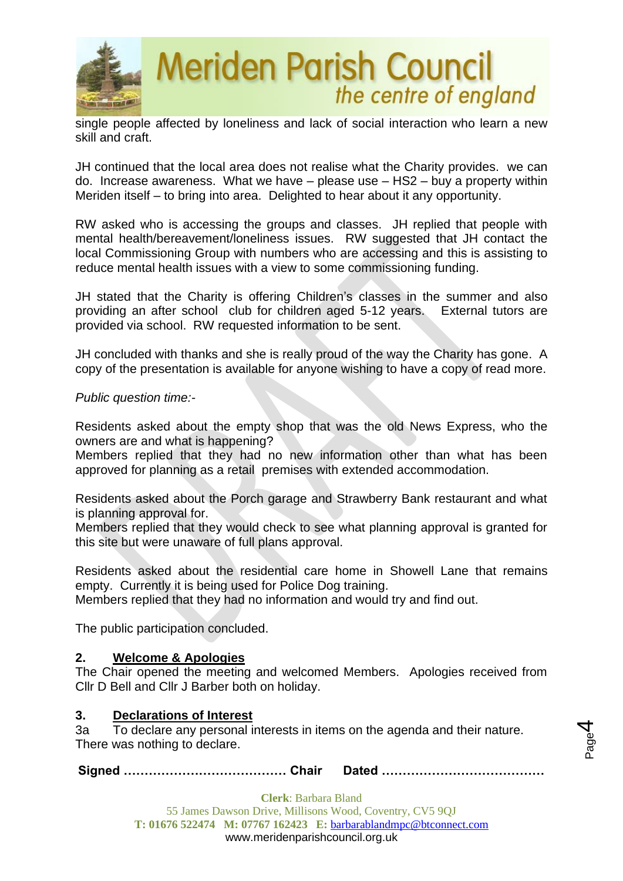single people affected by loneliness and lack of social interaction who learn a new skill and craft.

JH continued that the local area does not realise what the Charity provides. we can do. Increase awareness. What we have – please use – HS2 – buy a property within Meriden itself – to bring into area. Delighted to hear about it any opportunity.

RW asked who is accessing the groups and classes. JH replied that people with mental health/bereavement/loneliness issues. RW suggested that JH contact the local Commissioning Group with numbers who are accessing and this is assisting to reduce mental health issues with a view to some commissioning funding.

JH stated that the Charity is offering Children's classes in the summer and also providing an after school club for children aged 5-12 years. External tutors are provided via school. RW requested information to be sent.

JH concluded with thanks and she is really proud of the way the Charity has gone. A copy of the presentation is available for anyone wishing to have a copy of read more.

*Public question time:-*

Residents asked about the empty shop that was the old News Express, who the owners are and what is happening?
Members replied that they had no new information other than what has been approved for planning as a retail premises with extended accommodation.

Residents asked about the Porch garage and Strawberry Bank restaurant and what is planning approval for.
Members replied that they would check to see what planning approval is granted for this site but were unaware of full plans approval.

Residents asked about the residential care home in Showell Lane that remains empty. Currently it is being used for Police Dog training.
Members replied that they had no information and would try and find out.

The public participation concluded.

## 2. Welcome & Apologies

The Chair opened the meeting and welcomed Members. Apologies received from Cllr D Bell and Cllr J Barber both on holiday.

## 3. Declarations of Interest

3a To declare any personal interests in items on the agenda and their nature.
There was nothing to declare.

**Signed ………………………………… Chair Dated …………………………………**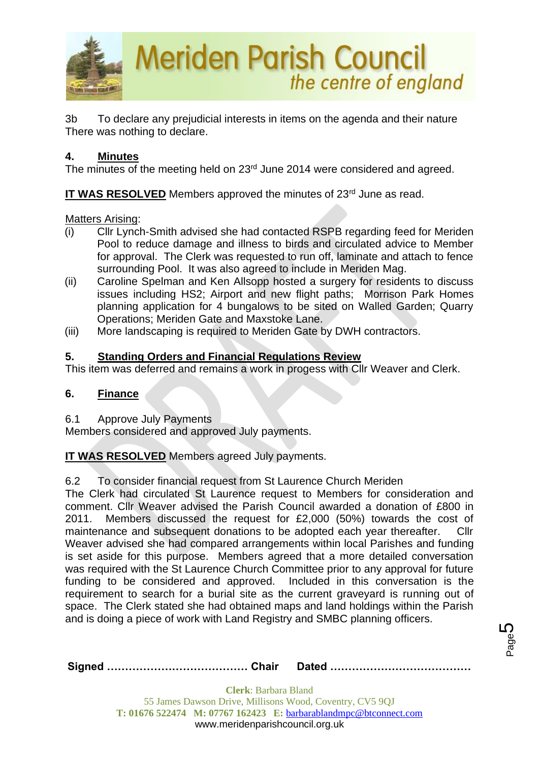3b To declare any prejudicial interests in items on the agenda and their nature
There was nothing to declare.

## 4. Minutes

The minutes of the meeting held on 23rd June 2014 were considered and agreed.

**IT WAS RESOLVED** Members approved the minutes of 23rd June as read.

Matters Arising:

(i) Cllr Lynch-Smith advised she had contacted RSPB regarding feed for Meriden Pool to reduce damage and illness to birds and circulated advice to Member for approval. The Clerk was requested to run off, laminate and attach to fence surrounding Pool. It was also agreed to include in Meriden Mag.

(ii) Caroline Spelman and Ken Allsopp hosted a surgery for residents to discuss issues including HS2; Airport and new flight paths; Morrison Park Homes planning application for 4 bungalows to be sited on Walled Garden; Quarry Operations; Meriden Gate and Maxstoke Lane.

(iii) More landscaping is required to Meriden Gate by DWH contractors.

## 5. Standing Orders and Financial Regulations Review

This item was deferred and remains a work in progess with Cllr Weaver and Clerk.

## 6. Finance

6.1 Approve July Payments
Members considered and approved July payments.

**IT WAS RESOLVED** Members agreed July payments.

6.2 To consider financial request from St Laurence Church Meriden
The Clerk had circulated St Laurence request to Members for consideration and comment. Cllr Weaver advised the Parish Council awarded a donation of £800 in 2011. Members discussed the request for £2,000 (50%) towards the cost of maintenance and subsequent donations to be adopted each year thereafter. Cllr Weaver advised she had compared arrangements within local Parishes and funding is set aside for this purpose. Members agreed that a more detailed conversation was required with the St Laurence Church Committee prior to any approval for future funding to be considered and approved. Included in this conversation is the requirement to search for a burial site as the current graveyard is running out of space. The Clerk stated she had obtained maps and land holdings within the Parish and is doing a piece of work with Land Registry and SMBC planning officers.

**Signed** ………………………………… **Chair** **Dated** …………………………………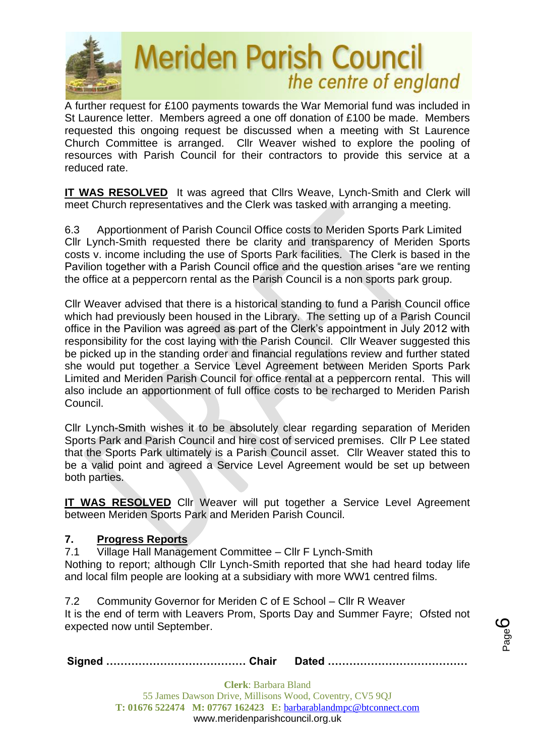A further request for £100 payments towards the War Memorial fund was included in St Laurence letter. Members agreed a one off donation of £100 be made. Members requested this ongoing request be discussed when a meeting with St Laurence Church Committee is arranged. Cllr Weaver wished to explore the pooling of resources with Parish Council for their contractors to provide this service at a reduced rate.

**IT WAS RESOLVED** It was agreed that Cllrs Weave, Lynch-Smith and Clerk will meet Church representatives and the Clerk was tasked with arranging a meeting.

6.3 Apportionment of Parish Council Office costs to Meriden Sports Park Limited
Cllr Lynch-Smith requested there be clarity and transparency of Meriden Sports costs v. income including the use of Sports Park facilities. The Clerk is based in the Pavilion together with a Parish Council office and the question arises "are we renting the office at a peppercorn rental as the Parish Council is a non sports park group.

Cllr Weaver advised that there is a historical standing to fund a Parish Council office which had previously been housed in the Library. The setting up of a Parish Council office in the Pavilion was agreed as part of the Clerk's appointment in July 2012 with responsibility for the cost laying with the Parish Council. Cllr Weaver suggested this be picked up in the standing order and financial regulations review and further stated she would put together a Service Level Agreement between Meriden Sports Park Limited and Meriden Parish Council for office rental at a peppercorn rental. This will also include an apportionment of full office costs to be recharged to Meriden Parish Council.

Cllr Lynch-Smith wishes it to be absolutely clear regarding separation of Meriden Sports Park and Parish Council and hire cost of serviced premises. Cllr P Lee stated that the Sports Park ultimately is a Parish Council asset. Cllr Weaver stated this to be a valid point and agreed a Service Level Agreement would be set up between both parties.

**IT WAS RESOLVED** Cllr Weaver will put together a Service Level Agreement between Meriden Sports Park and Meriden Parish Council.

## 7. Progress Reports

7.1 Village Hall Management Committee – Cllr F Lynch-Smith
Nothing to report; although Cllr Lynch-Smith reported that she had heard today life and local film people are looking at a subsidiary with more WW1 centred films.

7.2 Community Governor for Meriden C of E School – Cllr R Weaver
It is the end of term with Leavers Prom, Sports Day and Summer Fayre; Ofsted not expected now until September.

**Signed ………………………………… Chair Dated …………………………………**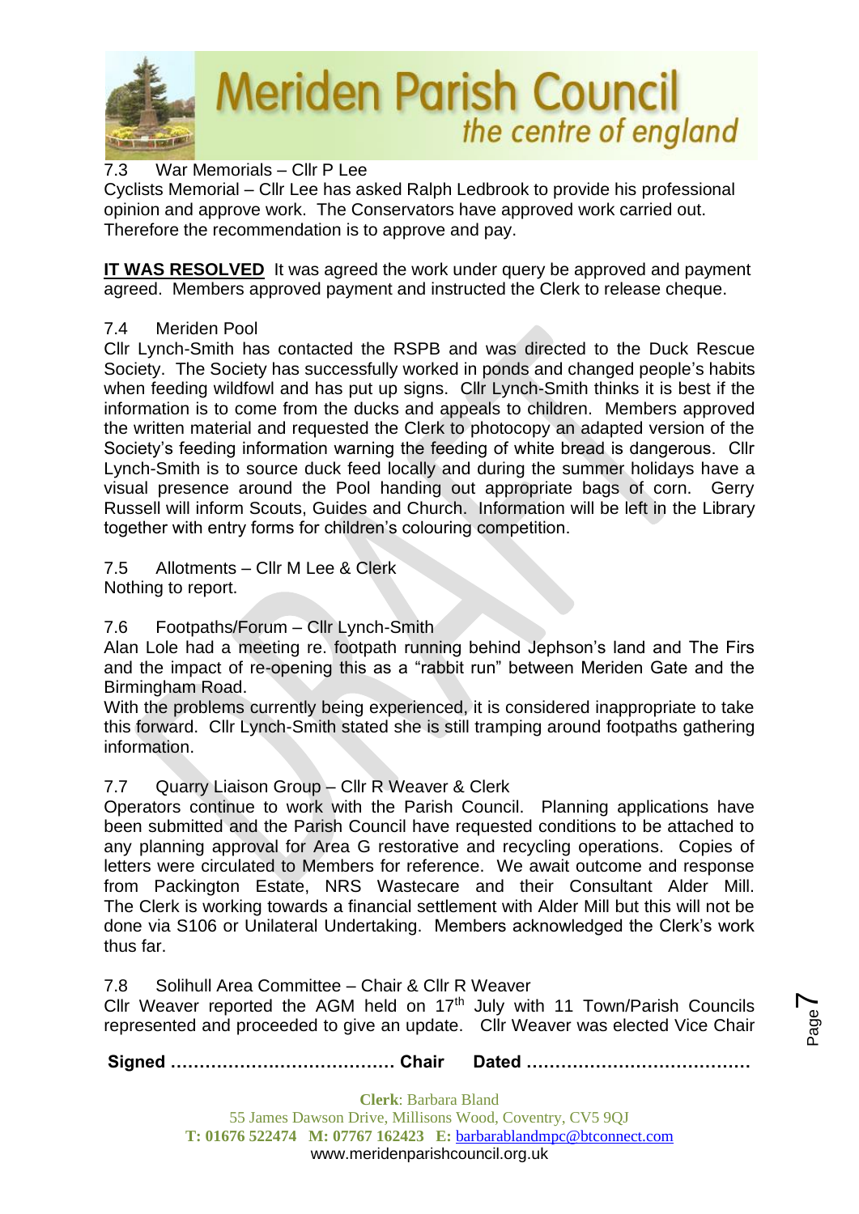7.3 War Memorials – Cllr P Lee

Cyclists Memorial – Cllr Lee has asked Ralph Ledbrook to provide his professional opinion and approve work. The Conservators have approved work carried out. Therefore the recommendation is to approve and pay.

**IT WAS RESOLVED** It was agreed the work under query be approved and payment agreed. Members approved payment and instructed the Clerk to release cheque.

7.4 Meriden Pool

Cllr Lynch-Smith has contacted the RSPB and was directed to the Duck Rescue Society. The Society has successfully worked in ponds and changed people's habits when feeding wildfowl and has put up signs. Cllr Lynch-Smith thinks it is best if the information is to come from the ducks and appeals to children. Members approved the written material and requested the Clerk to photocopy an adapted version of the Society's feeding information warning the feeding of white bread is dangerous. Cllr Lynch-Smith is to source duck feed locally and during the summer holidays have a visual presence around the Pool handing out appropriate bags of corn. Gerry Russell will inform Scouts, Guides and Church. Information will be left in the Library together with entry forms for children's colouring competition.

7.5 Allotments – Cllr M Lee & Clerk

Nothing to report.

7.6 Footpaths/Forum – Cllr Lynch-Smith

Alan Lole had a meeting re. footpath running behind Jephson's land and The Firs and the impact of re-opening this as a "rabbit run" between Meriden Gate and the Birmingham Road.

With the problems currently being experienced, it is considered inappropriate to take this forward. Cllr Lynch-Smith stated she is still tramping around footpaths gathering information.

7.7 Quarry Liaison Group – Cllr R Weaver & Clerk

Operators continue to work with the Parish Council. Planning applications have been submitted and the Parish Council have requested conditions to be attached to any planning approval for Area G restorative and recycling operations. Copies of letters were circulated to Members for reference. We await outcome and response from Packington Estate, NRS Wastecare and their Consultant Alder Mill. The Clerk is working towards a financial settlement with Alder Mill but this will not be done via S106 or Unilateral Undertaking. Members acknowledged the Clerk's work thus far.

7.8 Solihull Area Committee – Chair & Cllr R Weaver

Cllr Weaver reported the AGM held on 17th July with 11 Town/Parish Councils represented and proceeded to give an update. Cllr Weaver was elected Vice Chair

**Signed ………………………………… Chair Dated …………………………………**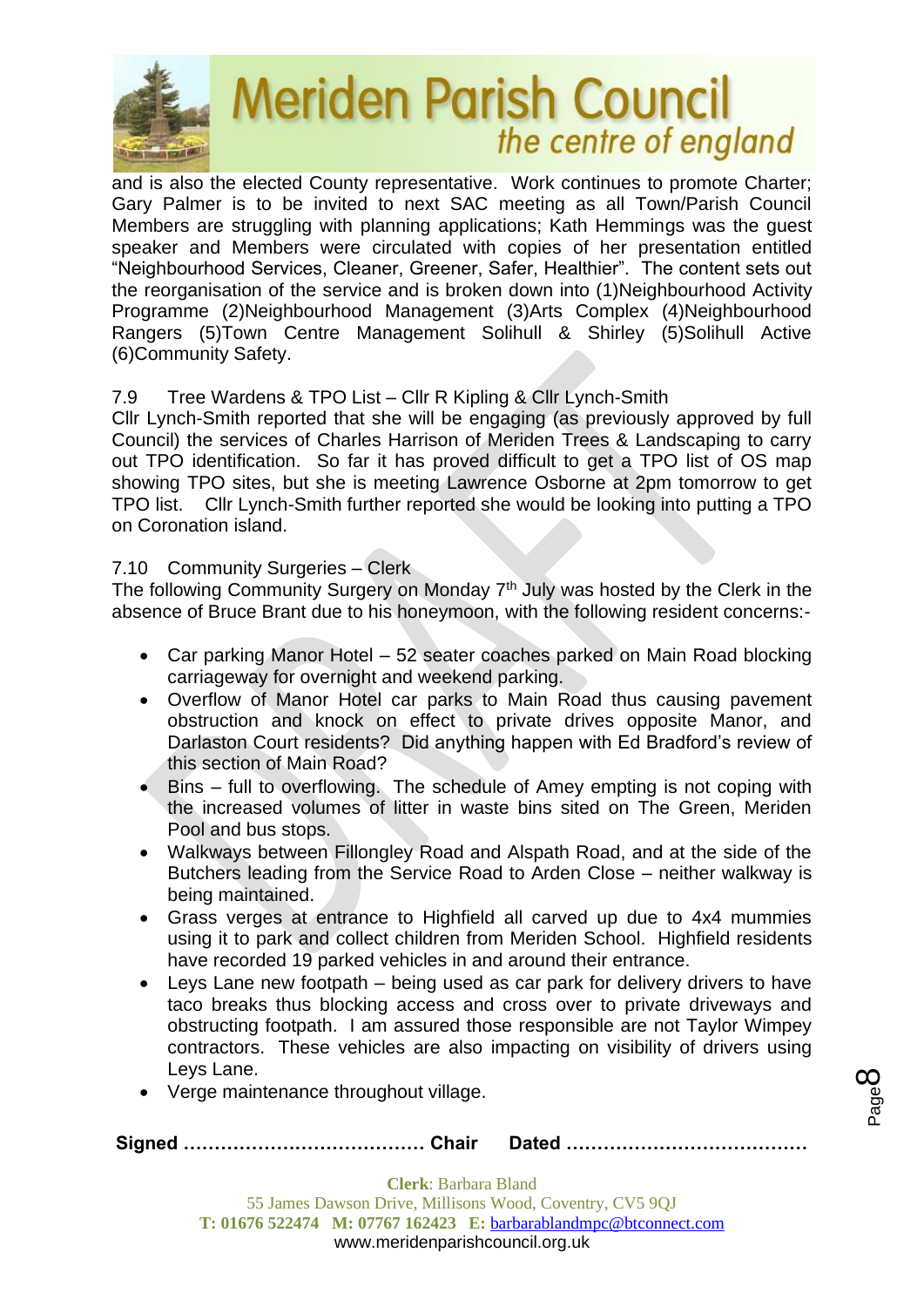and is also the elected County representative. Work continues to promote Charter; Gary Palmer is to be invited to next SAC meeting as all Town/Parish Council Members are struggling with planning applications; Kath Hemmings was the guest speaker and Members were circulated with copies of her presentation entitled "Neighbourhood Services, Cleaner, Greener, Safer, Healthier". The content sets out the reorganisation of the service and is broken down into (1)Neighbourhood Activity Programme (2)Neighbourhood Management (3)Arts Complex (4)Neighbourhood Rangers (5)Town Centre Management Solihull & Shirley (5)Solihull Active (6)Community Safety.

7.9 Tree Wardens & TPO List – Cllr R Kipling & Cllr Lynch-Smith

Cllr Lynch-Smith reported that she will be engaging (as previously approved by full Council) the services of Charles Harrison of Meriden Trees & Landscaping to carry out TPO identification. So far it has proved difficult to get a TPO list of OS map showing TPO sites, but she is meeting Lawrence Osborne at 2pm tomorrow to get TPO list. Cllr Lynch-Smith further reported she would be looking into putting a TPO on Coronation island.

7.10 Community Surgeries – Clerk

The following Community Surgery on Monday 7th July was hosted by the Clerk in the absence of Bruce Brant due to his honeymoon, with the following resident concerns:-

- Car parking Manor Hotel – 52 seater coaches parked on Main Road blocking carriageway for overnight and weekend parking.
- Overflow of Manor Hotel car parks to Main Road thus causing pavement obstruction and knock on effect to private drives opposite Manor, and Darlaston Court residents? Did anything happen with Ed Bradford's review of this section of Main Road?
- Bins – full to overflowing. The schedule of Amey emptying is not coping with the increased volumes of litter in waste bins sited on The Green, Meriden Pool and bus stops.
- Walkways between Fillongley Road and Alspath Road, and at the side of the Butchers leading from the Service Road to Arden Close – neither walkway is being maintained.
- Grass verges at entrance to Highfield all carved up due to 4x4 mummies using it to park and collect children from Meriden School. Highfield residents have recorded 19 parked vehicles in and around their entrance.
- Leys Lane new footpath – being used as car park for delivery drivers to have taco breaks thus blocking access and cross over to private driveways and obstructing footpath. I am assured those responsible are not Taylor Wimpey contractors. These vehicles are also impacting on visibility of drivers using Leys Lane.
- Verge maintenance throughout village.

**Signed ………………………………… Chair Dated …………………………………**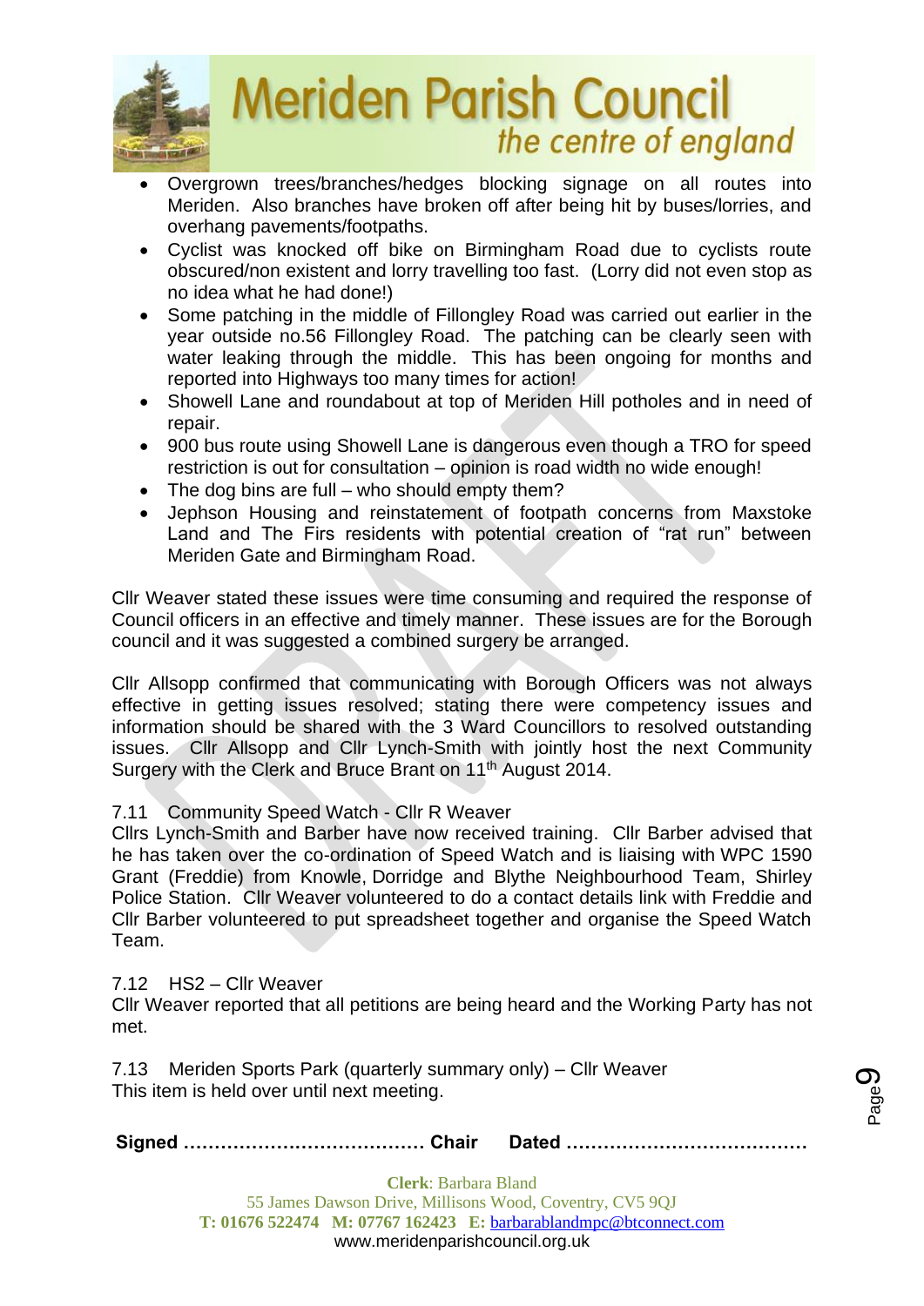- Overgrown trees/branches/hedges blocking signage on all routes into Meriden. Also branches have broken off after being hit by buses/lorries, and overhang pavements/footpaths.
- Cyclist was knocked off bike on Birmingham Road due to cyclists route obscured/non existent and lorry travelling too fast. (Lorry did not even stop as no idea what he had done!)
- Some patching in the middle of Fillongley Road was carried out earlier in the year outside no.56 Fillongley Road. The patching can be clearly seen with water leaking through the middle. This has been ongoing for months and reported into Highways too many times for action!
- Showell Lane and roundabout at top of Meriden Hill potholes and in need of repair.
- 900 bus route using Showell Lane is dangerous even though a TRO for speed restriction is out for consultation – opinion is road width no wide enough!
- The dog bins are full – who should empty them?
- Jephson Housing and reinstatement of footpath concerns from Maxstoke Land and The Firs residents with potential creation of "rat run" between Meriden Gate and Birmingham Road.

Cllr Weaver stated these issues were time consuming and required the response of Council officers in an effective and timely manner. These issues are for the Borough council and it was suggested a combined surgery be arranged.

Cllr Allsopp confirmed that communicating with Borough Officers was not always effective in getting issues resolved; stating there were competency issues and information should be shared with the 3 Ward Councillors to resolved outstanding issues. Cllr Allsopp and Cllr Lynch-Smith with jointly host the next Community Surgery with the Clerk and Bruce Brant on 11th August 2014.

7.11 Community Speed Watch - Cllr R Weaver

Cllrs Lynch-Smith and Barber have now received training. Cllr Barber advised that he has taken over the co-ordination of Speed Watch and is liaising with WPC 1590 Grant (Freddie) from Knowle, Dorridge and Blythe Neighbourhood Team, Shirley Police Station. Cllr Weaver volunteered to do a contact details link with Freddie and Cllr Barber volunteered to put spreadsheet together and organise the Speed Watch Team.

7.12 HS2 – Cllr Weaver

Cllr Weaver reported that all petitions are being heard and the Working Party has not met.

7.13 Meriden Sports Park (quarterly summary only) – Cllr Weaver

This item is held over until next meeting.

**Signed ………………………………… Chair Dated …………………………………**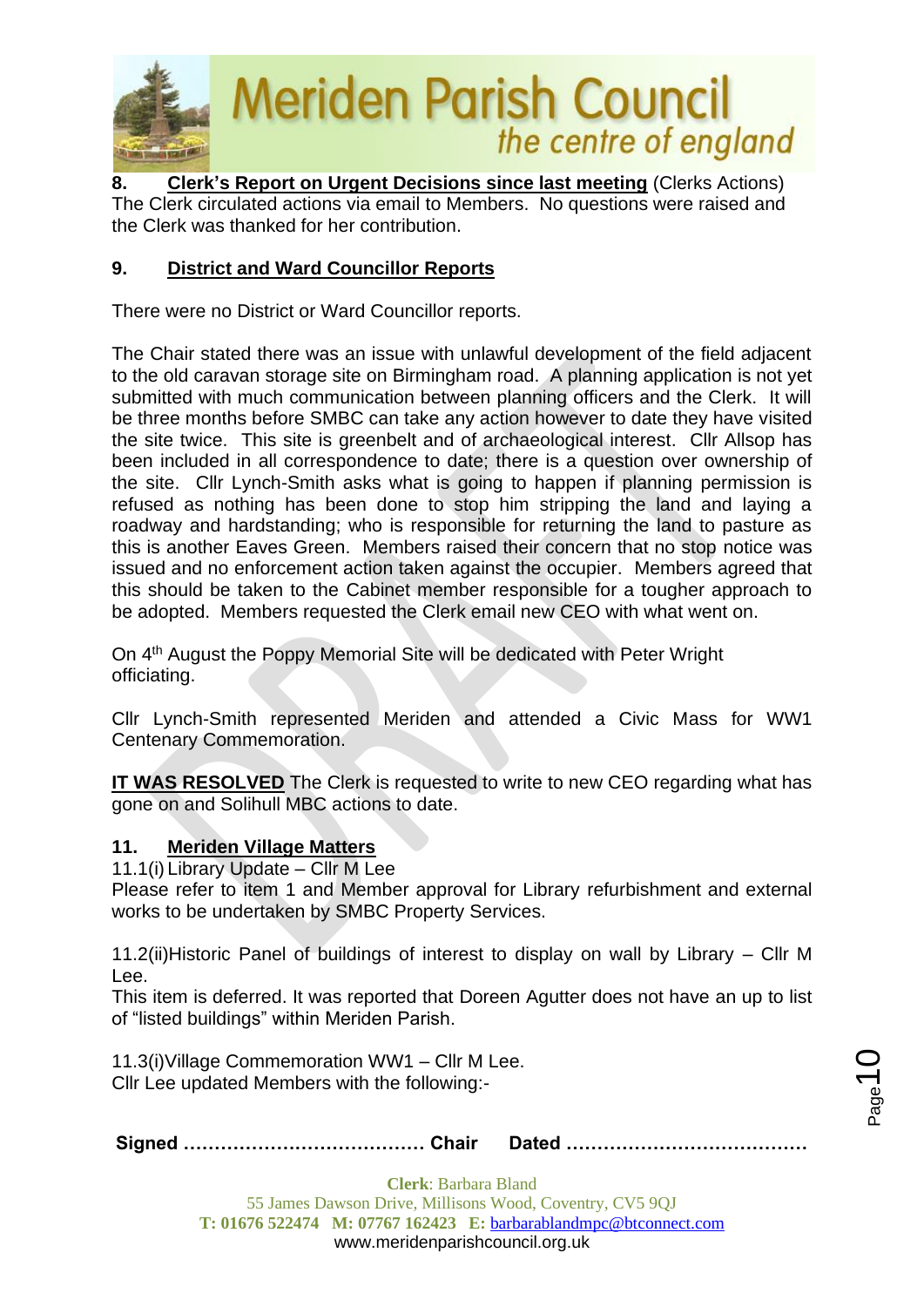## 8. **Clerk's Report on Urgent Decisions since last meeting** (Clerks Actions)

The Clerk circulated actions via email to Members. No questions were raised and the Clerk was thanked for her contribution.

## 9. **District and Ward Councillor Reports**

There were no District or Ward Councillor reports.

The Chair stated there was an issue with unlawful development of the field adjacent to the old caravan storage site on Birmingham road. A planning application is not yet submitted with much communication between planning officers and the Clerk. It will be three months before SMBC can take any action however to date they have visited the site twice. This site is greenbelt and of archaeological interest. Cllr Allsop has been included in all correspondence to date; there is a question over ownership of the site. Cllr Lynch-Smith asks what is going to happen if planning permission is refused as nothing has been done to stop him stripping the land and laying a roadway and hardstanding; who is responsible for returning the land to pasture as this is another Eaves Green. Members raised their concern that no stop notice was issued and no enforcement action taken against the occupier. Members agreed that this should be taken to the Cabinet member responsible for a tougher approach to be adopted. Members requested the Clerk email new CEO with what went on.

On 4th August the Poppy Memorial Site will be dedicated with Peter Wright officiating.

Cllr Lynch-Smith represented Meriden and attended a Civic Mass for WW1 Centenary Commemoration.

**IT WAS RESOLVED** The Clerk is requested to write to new CEO regarding what has gone on and Solihull MBC actions to date.

## 11. **Meriden Village Matters**

11.1(i) Library Update – Cllr M Lee

Please refer to item 1 and Member approval for Library refurbishment and external works to be undertaken by SMBC Property Services.

11.2(ii)Historic Panel of buildings of interest to display on wall by Library – Cllr M Lee.

This item is deferred. It was reported that Doreen Agutter does not have an up to list of "listed buildings" within Meriden Parish.

11.3(i)Village Commemoration WW1 – Cllr M Lee.

Cllr Lee updated Members with the following:-

**Signed ………………………………… Chair Dated …………………………………**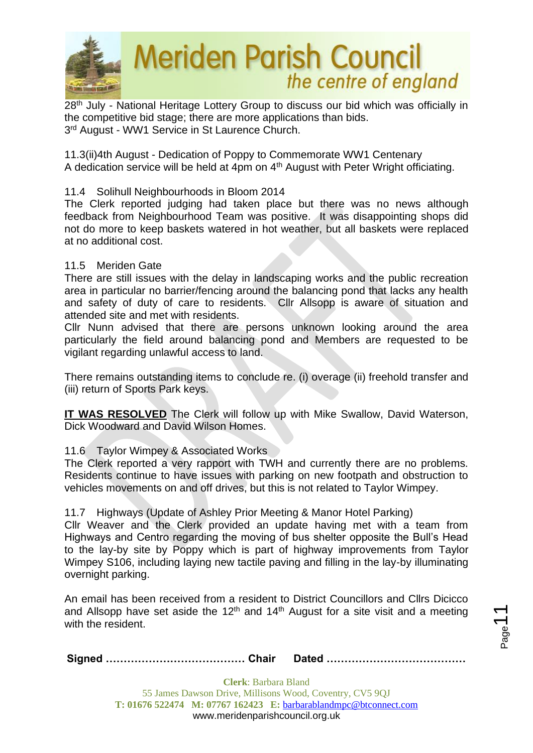28th July - National Heritage Lottery Group to discuss our bid which was officially in the competitive bid stage; there are more applications than bids.
3rd August - WW1 Service in St Laurence Church.

11.3(ii)4th August - Dedication of Poppy to Commemorate WW1 Centenary
A dedication service will be held at 4pm on 4th August with Peter Wright officiating.

11.4 Solihull Neighbourhoods in Bloom 2014
The Clerk reported judging had taken place but there was no news although feedback from Neighbourhood Team was positive. It was disappointing shops did not do more to keep baskets watered in hot weather, but all baskets were replaced at no additional cost.

11.5 Meriden Gate
There are still issues with the delay in landscaping works and the public recreation area in particular no barrier/fencing around the balancing pond that lacks any health and safety of duty of care to residents. Cllr Allsopp is aware of situation and attended site and met with residents.
Cllr Nunn advised that there are persons unknown looking around the area particularly the field around balancing pond and Members are requested to be vigilant regarding unlawful access to land.

There remains outstanding items to conclude re. (i) overage (ii) freehold transfer and (iii) return of Sports Park keys.

**IT WAS RESOLVED** The Clerk will follow up with Mike Swallow, David Waterson, Dick Woodward and David Wilson Homes.

11.6 Taylor Wimpey & Associated Works
The Clerk reported a very rapport with TWH and currently there are no problems. Residents continue to have issues with parking on new footpath and obstruction to vehicles movements on and off drives, but this is not related to Taylor Wimpey.

11.7 Highways (Update of Ashley Prior Meeting & Manor Hotel Parking)
Cllr Weaver and the Clerk provided an update having met with a team from Highways and Centro regarding the moving of bus shelter opposite the Bull's Head to the lay-by site by Poppy which is part of highway improvements from Taylor Wimpey S106, including laying new tactile paving and filling in the lay-by illuminating overnight parking.

An email has been received from a resident to District Councillors and Cllrs Dicicco and Allsopp have set aside the 12th and 14th August for a site visit and a meeting with the resident.

**Signed ………………………………… Chair Dated …………………………………**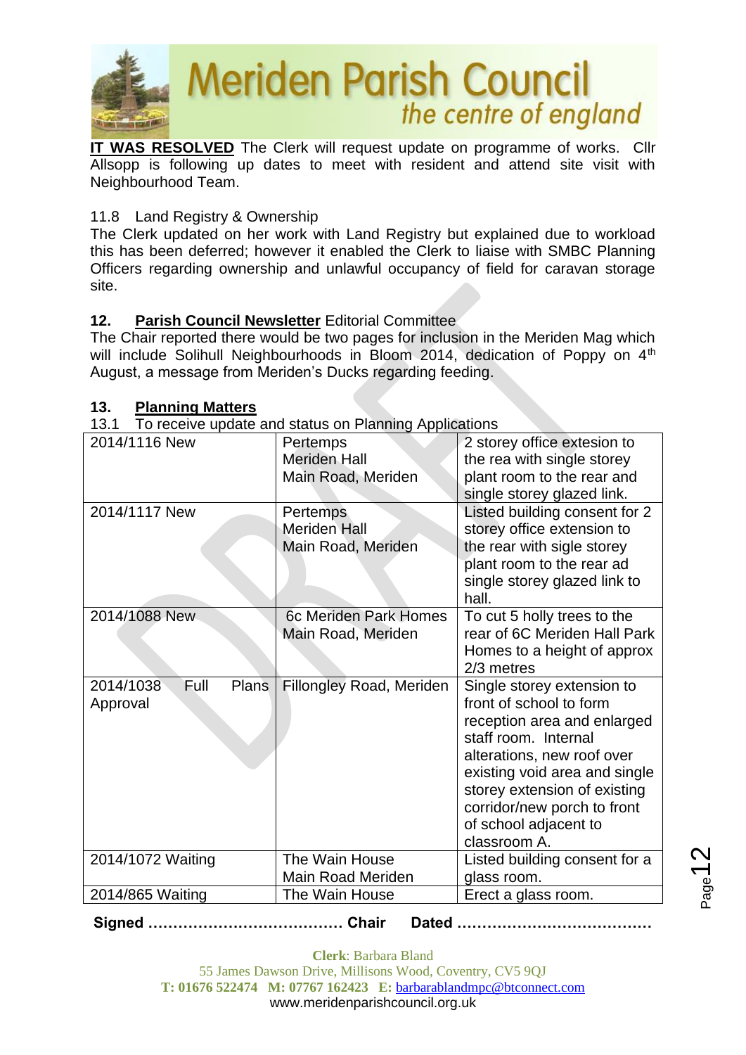**IT WAS RESOLVED** The Clerk will request update on programme of works. Cllr Allsopp is following up dates to meet with resident and attend site visit with Neighbourhood Team.

11.8 Land Registry & Ownership

The Clerk updated on her work with Land Registry but explained due to workload this has been deferred; however it enabled the Clerk to liaise with SMBC Planning Officers regarding ownership and unlawful occupancy of field for caravan storage site.

## 12. Parish Council Newsletter Editorial Committee

The Chair reported there would be two pages for inclusion in the Meriden Mag which will include Solihull Neighbourhoods in Bloom 2014, dedication of Poppy on 4th August, a message from Meriden's Ducks regarding feeding.

## 13. Planning Matters

13.1 To receive update and status on Planning Applications

| | | |
|---|---|---|
| 2014/1116 New | Pertemps<br>Meriden Hall<br>Main Road, Meriden | 2 storey office extesion to the rea with single storey plant room to the rear and single storey glazed link. |
| 2014/1117 New | Pertemps<br>Meriden Hall<br>Main Road, Meriden | Listed building consent for 2 storey office extension to the rear with sigle storey plant room to the rear ad single storey glazed link to hall. |
| 2014/1088 New | 6c Meriden Park Homes<br>Main Road, Meriden | To cut 5 holly trees to the rear of 6C Meriden Hall Park Homes to a height of approx 2/3 metres |
| 2014/1038 Full Plans Approval | Fillongley Road, Meriden | Single storey extension to front of school to form reception area and enlarged staff room. Internal alterations, new roof over existing void area and single storey extension of existing corridor/new porch to front of school adjacent to classroom A. |
| 2014/1072 Waiting | The Wain House<br>Main Road Meriden | Listed building consent for a glass room. |
| 2014/865 Waiting | The Wain House | Erect a glass room. |

**Signed ………………………………… Chair Dated …………………………………**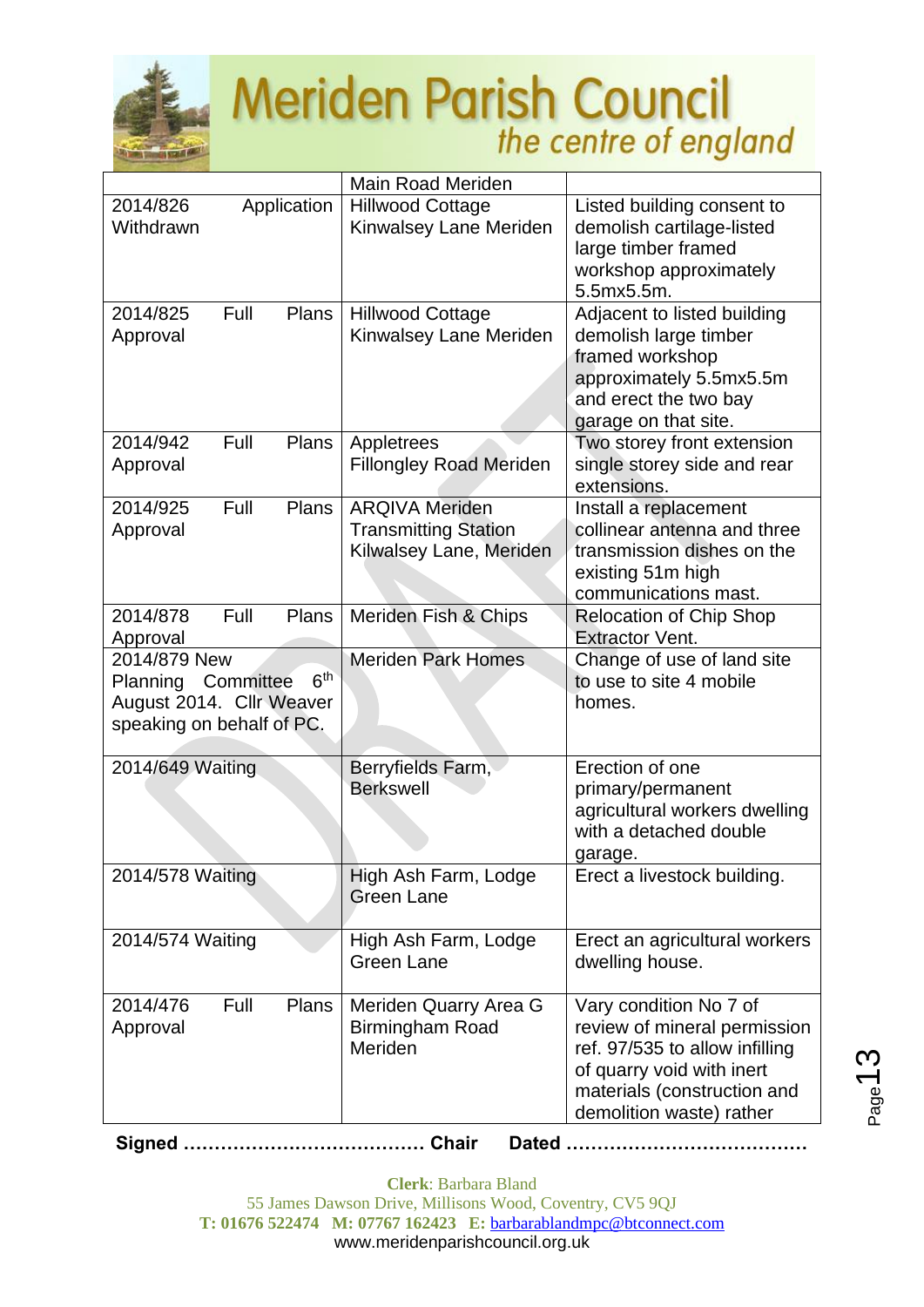# Meriden Parish Council

*the centre of england*

| | | |
|---|---|---|
| | Main Road Meriden | |
| 2014/826 Application Withdrawn | Hillwood Cottage Kinwalsey Lane Meriden | Listed building consent to demolish cartilage-listed large timber framed workshop approximately 5.5mx5.5m. |
| 2014/825 Full Plans Approval | Hillwood Cottage Kinwalsey Lane Meriden | Adjacent to listed building demolish large timber framed workshop approximately 5.5mx5.5m and erect the two bay garage on that site. |
| 2014/942 Full Plans Approval | Appletrees Fillongley Road Meriden | Two storey front extension single storey side and rear extensions. |
| 2014/925 Full Plans Approval | ARQIVA Meriden Transmitting Station Kilwalsey Lane, Meriden | Install a replacement collinear antenna and three transmission dishes on the existing 51m high communications mast. |
| 2014/878 Full Plans Approval | Meriden Fish & Chips | Relocation of Chip Shop Extractor Vent. |
| 2014/879 New Planning Committee 6th August 2014. Cllr Weaver speaking on behalf of PC. | Meriden Park Homes | Change of use of land site to use to site 4 mobile homes. |
| 2014/649 Waiting | Berryfields Farm, Berkswell | Erection of one primary/permanent agricultural workers dwelling with a detached double garage. |
| 2014/578 Waiting | High Ash Farm, Lodge Green Lane | Erect a livestock building. |
| 2014/574 Waiting | High Ash Farm, Lodge Green Lane | Erect an agricultural workers dwelling house. |
| 2014/476 Full Plans Approval | Meriden Quarry Area G Birmingham Road Meriden | Vary condition No 7 of review of mineral permission ref. 97/535 to allow infilling of quarry void with inert materials (construction and demolition waste) rather |

**Signed ………………………………… Chair Dated …………………………………**

**Clerk**: Barbara Bland
55 James Dawson Drive, Millisons Wood, Coventry, CV5 9QJ
**T:** 01676 522474 **M:** 07767 162423 **E:** barbarablandmpc@btconnect.com
www.meridenparishcouncil.org.uk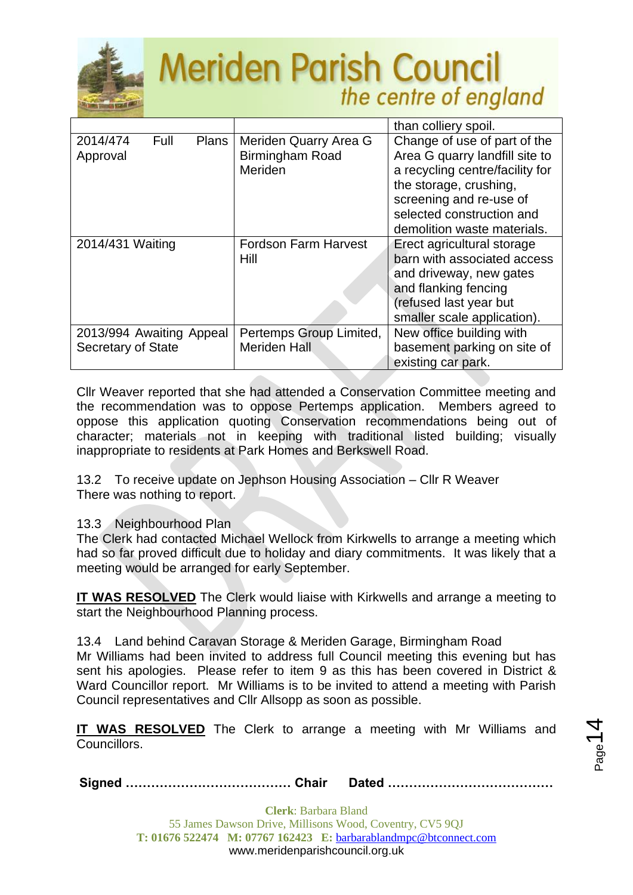| | | |
|---|---|---|
| | | than colliery spoil. |
| 2014/474 Full Plans Approval | Meriden Quarry Area G Birmingham Road Meriden | Change of use of part of the Area G quarry landfill site to a recycling centre/facility for the storage, crushing, screening and re-use of selected construction and demolition waste materials. |
| 2014/431 Waiting | Fordson Farm Harvest Hill | Erect agricultural storage barn with associated access and driveway, new gates and flanking fencing (refused last year but smaller scale application). |
| 2013/994 Awaiting Appeal Secretary of State | Pertemps Group Limited, Meriden Hall | New office building with basement parking on site of existing car park. |

Cllr Weaver reported that she had attended a Conservation Committee meeting and the recommendation was to oppose Pertemps application. Members agreed to oppose this application quoting Conservation recommendations being out of character; materials not in keeping with traditional listed building; visually inappropriate to residents at Park Homes and Berkswell Road.

13.2 To receive update on Jephson Housing Association – Cllr R Weaver
There was nothing to report.

13.3 Neighbourhood Plan
The Clerk had contacted Michael Wellock from Kirkwells to arrange a meeting which had so far proved difficult due to holiday and diary commitments. It was likely that a meeting would be arranged for early September.

**IT WAS RESOLVED** The Clerk would liaise with Kirkwells and arrange a meeting to start the Neighbourhood Planning process.

13.4 Land behind Caravan Storage & Meriden Garage, Birmingham Road
Mr Williams had been invited to address full Council meeting this evening but has sent his apologies. Please refer to item 9 as this has been covered in District & Ward Councillor report. Mr Williams is to be invited to attend a meeting with Parish Council representatives and Cllr Allsopp as soon as possible.

**IT WAS RESOLVED** The Clerk to arrange a meeting with Mr Williams and Councillors.

**Signed ………………………………… Chair Dated …………………………………**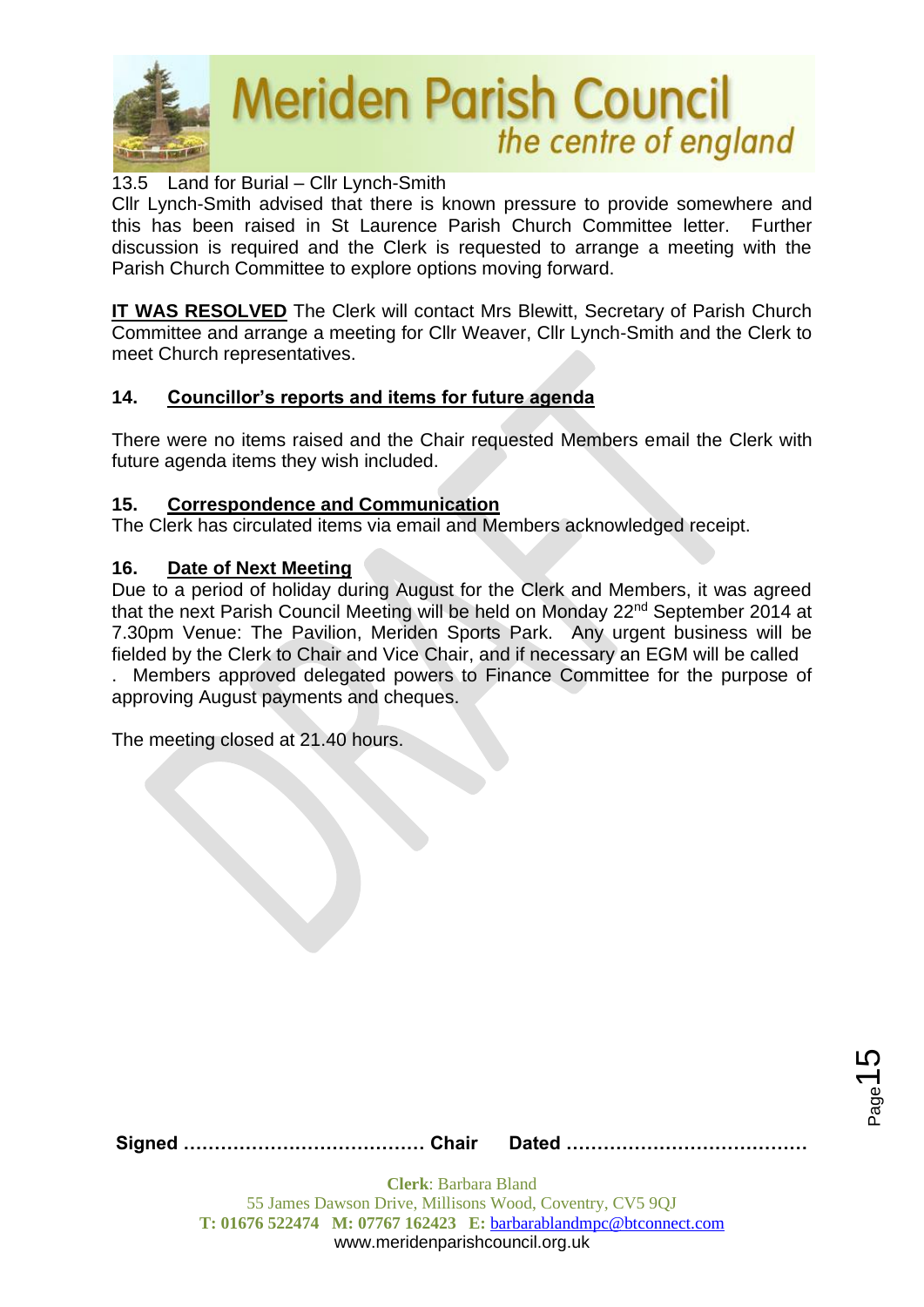13.5 Land for Burial – Cllr Lynch-Smith

Cllr Lynch-Smith advised that there is known pressure to provide somewhere and this has been raised in St Laurence Parish Church Committee letter. Further discussion is required and the Clerk is requested to arrange a meeting with the Parish Church Committee to explore options moving forward.

**IT WAS RESOLVED** The Clerk will contact Mrs Blewitt, Secretary of Parish Church Committee and arrange a meeting for Cllr Weaver, Cllr Lynch-Smith and the Clerk to meet Church representatives.

## 14. Councillor's reports and items for future agenda

There were no items raised and the Chair requested Members email the Clerk with future agenda items they wish included.

## 15. Correspondence and Communication

The Clerk has circulated items via email and Members acknowledged receipt.

## 16. Date of Next Meeting

Due to a period of holiday during August for the Clerk and Members, it was agreed that the next Parish Council Meeting will be held on Monday 22nd September 2014 at 7.30pm Venue: The Pavilion, Meriden Sports Park. Any urgent business will be fielded by the Clerk to Chair and Vice Chair, and if necessary an EGM will be called . Members approved delegated powers to Finance Committee for the purpose of approving August payments and cheques.

The meeting closed at 21.40 hours.

**Signed ………………………………… Chair Dated …………………………………**